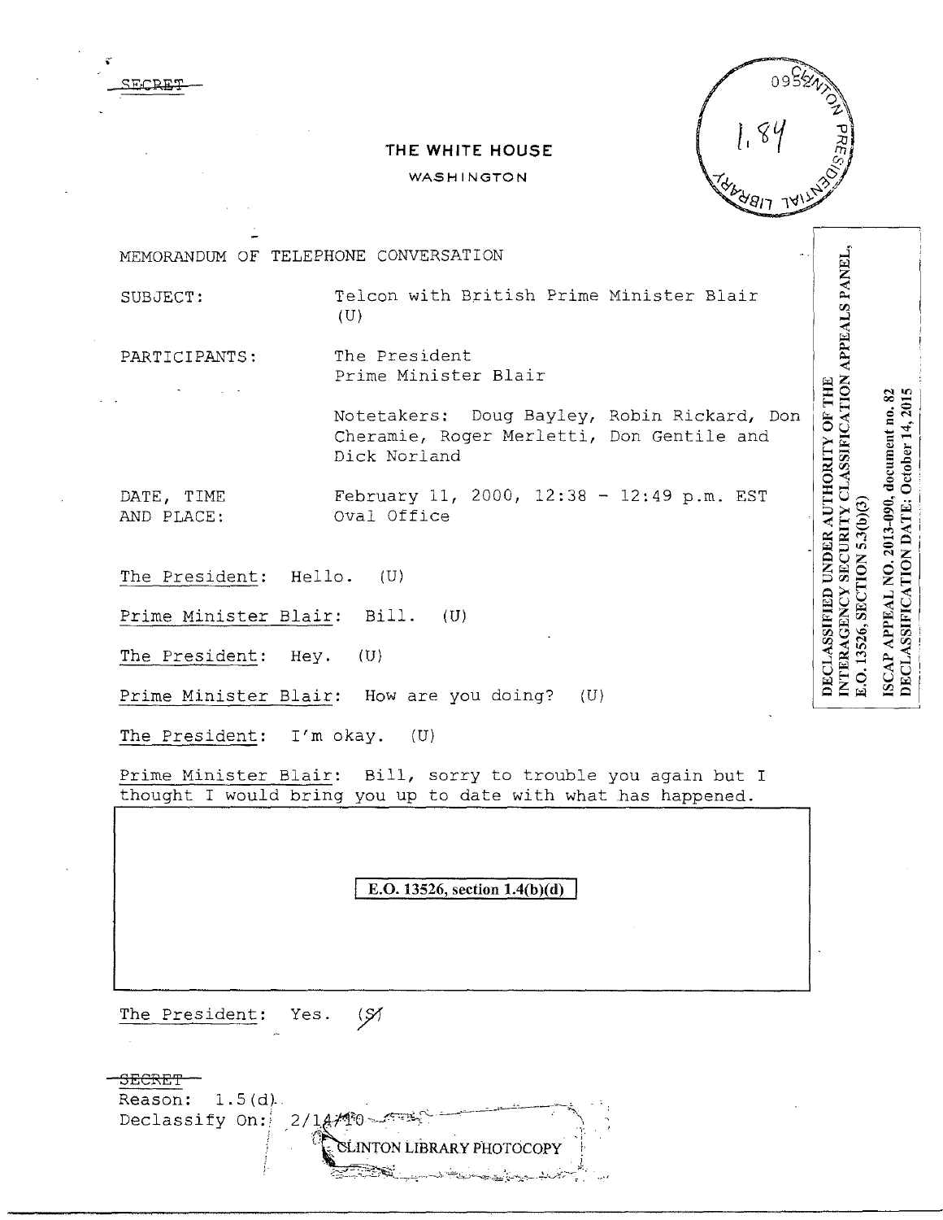SECRET

THE WHITE HOUSE

WASHINGTON

MEMORANDUM OF TELEPHONE CONVERSATION

SUBJECT: Telcon with British Prime Minister Blair (U)

PARTICIPANTS: The President
Prime Minister Blair

Notetakers: Doug Bayley, Robin Rickard, Don Cheramie, Roger Merletti, Don Gentile and Dick Norland

DATE, TIME AND PLACE: February 11, 2000, 12:38 - 12:49 p.m. EST
Oval Office

DECLASSIFIED UNDER AUTHORITY OF THE INTERAGENCY SECURITY CLASSIFICATION APPEALS PANEL, E.O. 13526, SECTION 5.3(b)(3)

ISCAP APPEAL NO. 2013-090, document no. 82
DECLASSIFICATION DATE: October 14, 2015

The President: Hello. (U)

Prime Minister Blair: Bill. (U)

The President: Hey. (U)

Prime Minister Blair: How are you doing? (U)

The President: I'm okay. (U)

Prime Minister Blair: Bill, sorry to trouble you again but I thought I would bring you up to date with what has happened.

E.O. 13526, section 1.4(b)(d)

The President: Yes. (S)

SECRET
Reason: 1.5(d)
Declassify On: 2/14/10

CLINTON LIBRARY PHOTOCOPY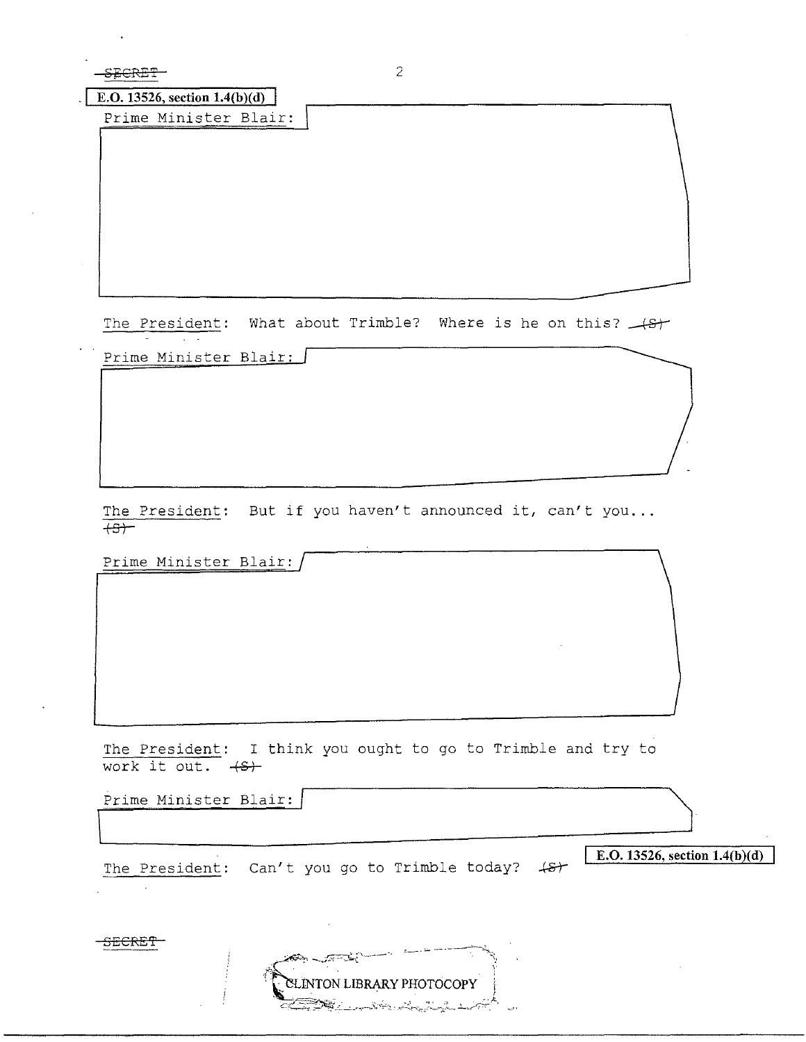SECRET

E.O. 13526, section 1.4(b)(d)

Prime Minister Blair:

The President: What about Trimble? Where is he on this? (S)

Prime Minister Blair:

The President: But if you haven't announced it, can't you... (S)

Prime Minister Blair:

The President: I think you ought to go to Trimble and try to work it out. (S)

Prime Minister Blair:

E.O. 13526, section 1.4(b)(d)

The President: Can't you go to Trimble today? (S)

SECRET

CLINTON LIBRARY PHOTOCOPY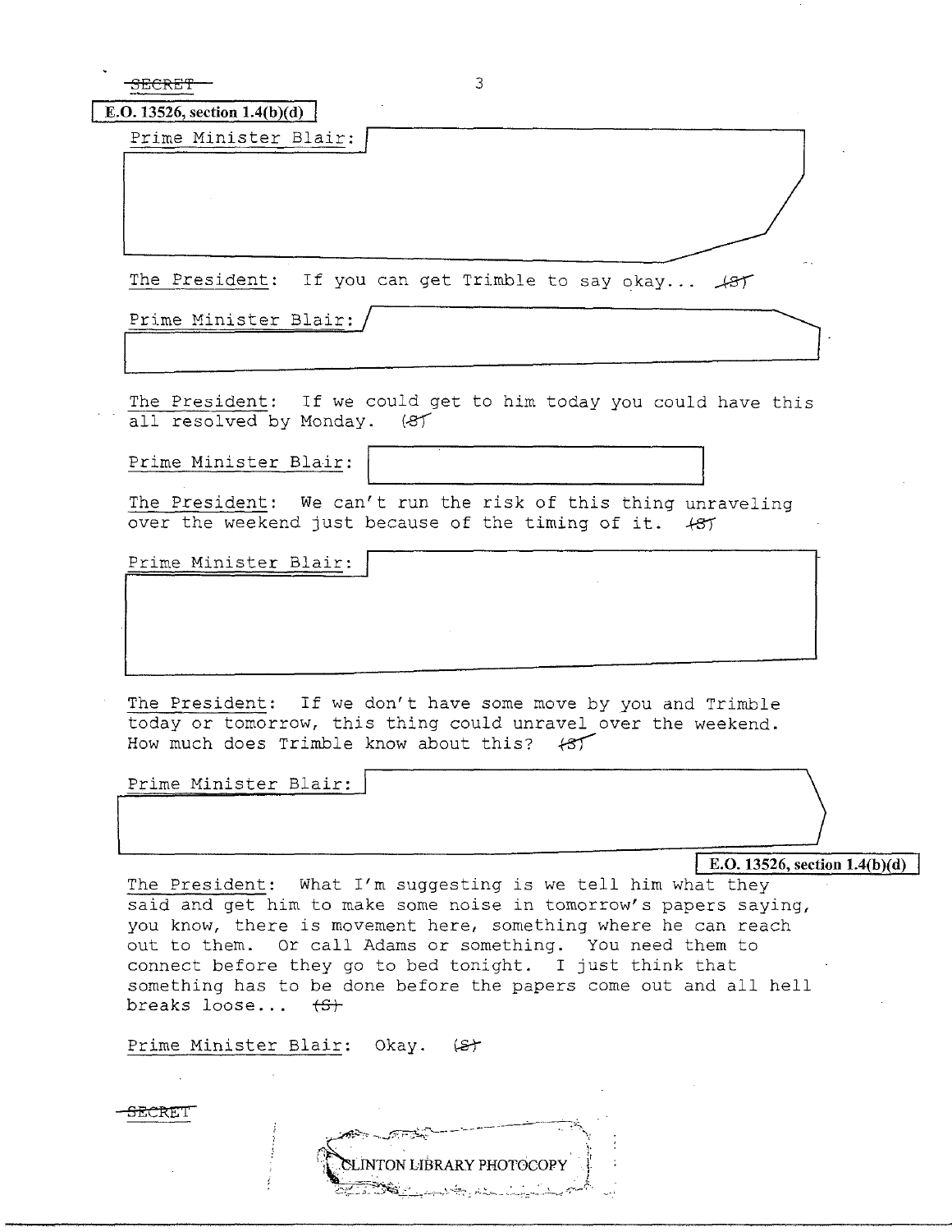SECRET

E.O. 13526, section 1.4(b)(d)

Prime Minister Blair:

The President: If you can get Trimble to say okay... (S)

Prime Minister Blair:

The President: If we could get to him today you could have this all resolved by Monday. (S)

Prime Minister Blair:

The President: We can't run the risk of this thing unraveling over the weekend just because of the timing of it. (S)

Prime Minister Blair:

The President: If we don't have some move by you and Trimble today or tomorrow, this thing could unravel over the weekend. How much does Trimble know about this? (S)

Prime Minister Blair:

E.O. 13526, section 1.4(b)(d)

The President: What I'm suggesting is we tell him what they said and get him to make some noise in tomorrow's papers saying, you know, there is movement here, something where he can reach out to them. Or call Adams or something. You need them to connect before they go to bed tonight. I just think that something has to be done before the papers come out and all hell breaks loose... (S)

Prime Minister Blair: Okay. (S)

SECRET

CLINTON LIBRARY PHOTOCOPY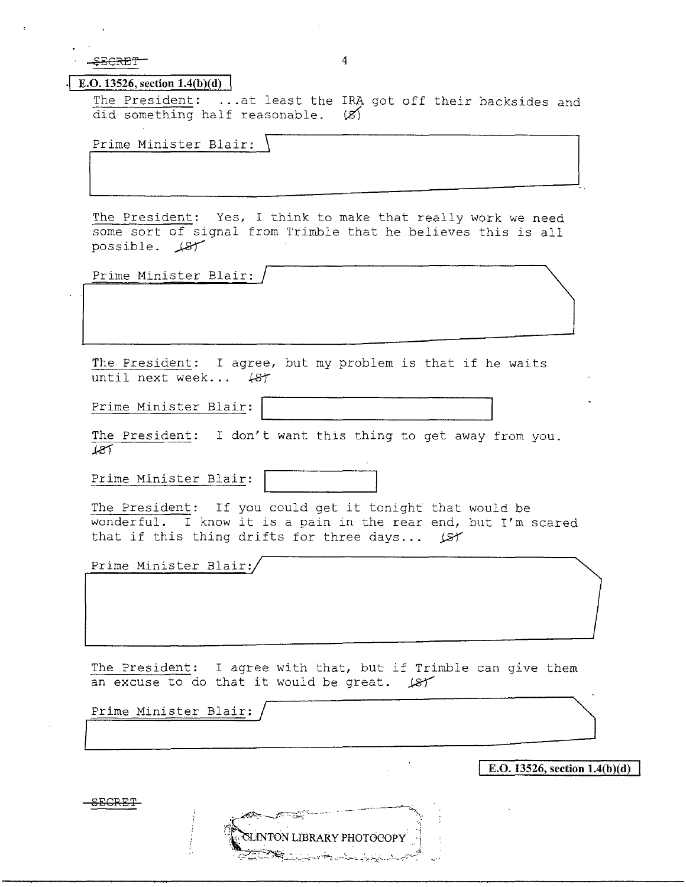SECRET

E.O. 13526, section 1.4(b)(d)

The President: ...at least the IRA got off their backsides and did something half reasonable. (S)

Prime Minister Blair:

The President: Yes, I think to make that really work we need some sort of signal from Trimble that he believes this is all possible. (S)

Prime Minister Blair:

The President: I agree, but my problem is that if he waits until next week... (S)

Prime Minister Blair:

The President: I don't want this thing to get away from you. (S)

Prime Minister Blair:

The President: If you could get it tonight that would be wonderful. I know it is a pain in the rear end, but I'm scared that if this thing drifts for three days... (S)

Prime Minister Blair:

The President: I agree with that, but if Trimble can give them an excuse to do that it would be great. (S)

Prime Minister Blair:

E.O. 13526, section 1.4(b)(d)

SECRET

CLINTON LIBRARY PHOTOCOPY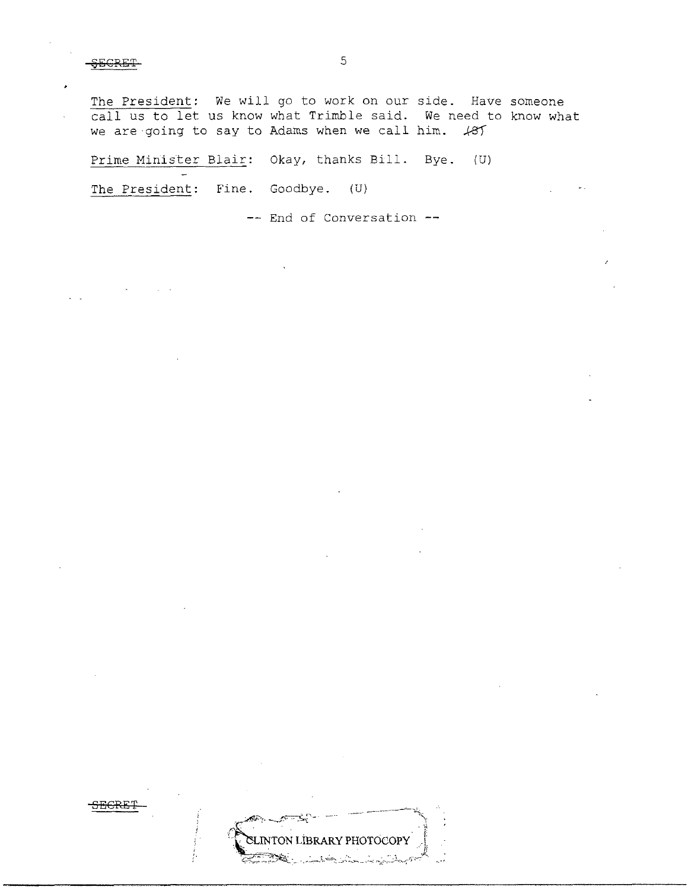The President: We will go to work on our side. Have someone call us to let us know what Trimble said. We need to know what we are going to say to Adams when we call him. (S)

Prime Minister Blair: Okay, thanks Bill. Bye. (U)

The President: Fine. Goodbye. (U)

-- End of Conversation --